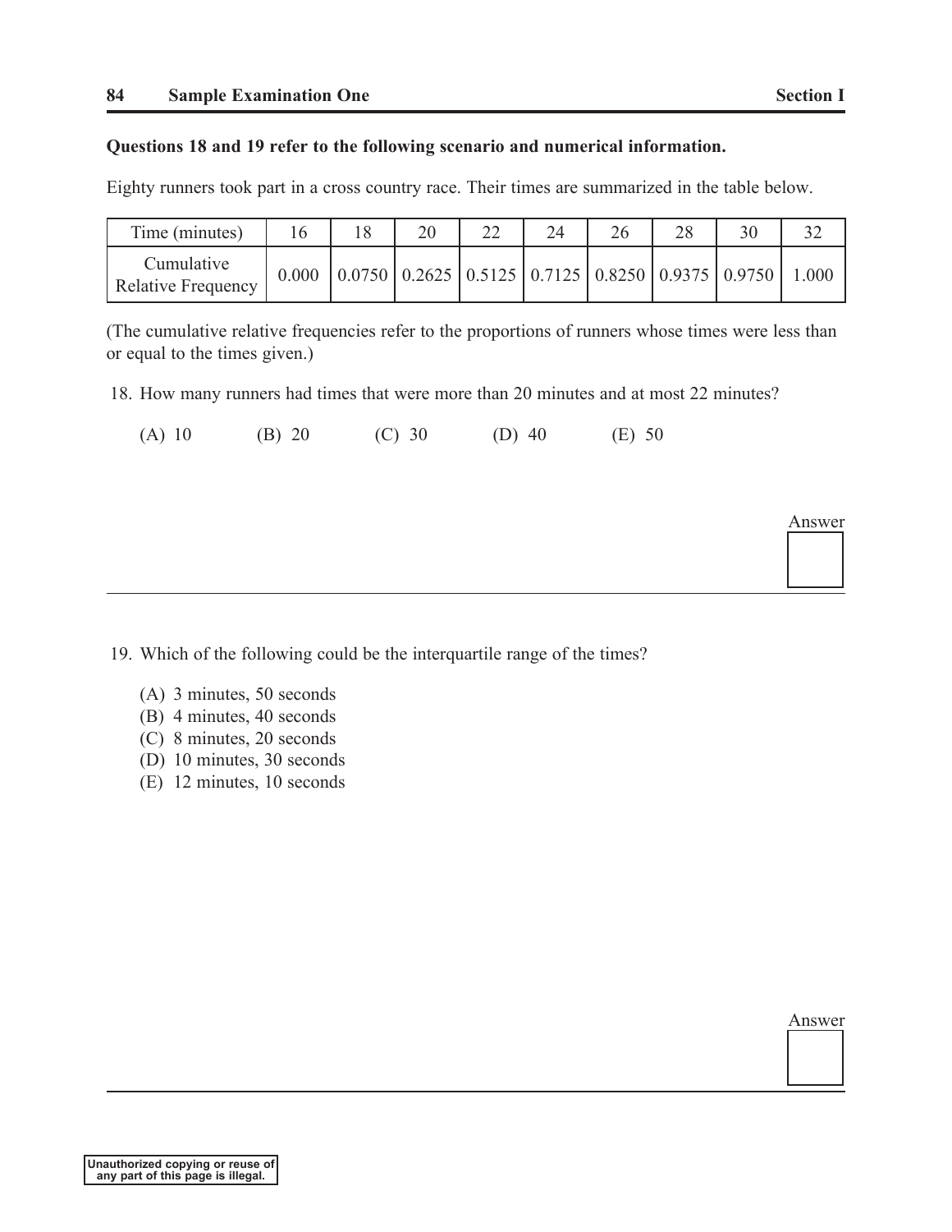**Questions 18 and 19 refer to the following scenario and numerical information.**

Eighty runners took part in a cross country race. Their times are summarized in the table below.

| Time (minutes) | 16 | 18 | 20 | 22 | 24 | 26 | 28 | 30 | 32 |
|---|---|---|---|---|---|---|---|---|---|
| Cumulative Relative Frequency | 0.000 | 0.0750 | 0.2625 | 0.5125 | 0.7125 | 0.8250 | 0.9375 | 0.9750 | 1.000 |

(The cumulative relative frequencies refer to the proportions of runners whose times were less than or equal to the times given.)

18. How many runners had times that were more than 20 minutes and at most 22 minutes?

 (A) 10  (B) 20  (C) 30  (D) 40  (E) 50

Answer

19. Which of the following could be the interquartile range of the times?

 (A) 3 minutes, 50 seconds
 (B) 4 minutes, 40 seconds
 (C) 8 minutes, 20 seconds
 (D) 10 minutes, 30 seconds
 (E) 12 minutes, 10 seconds

Answer

Unauthorized copying or reuse of any part of this page is illegal.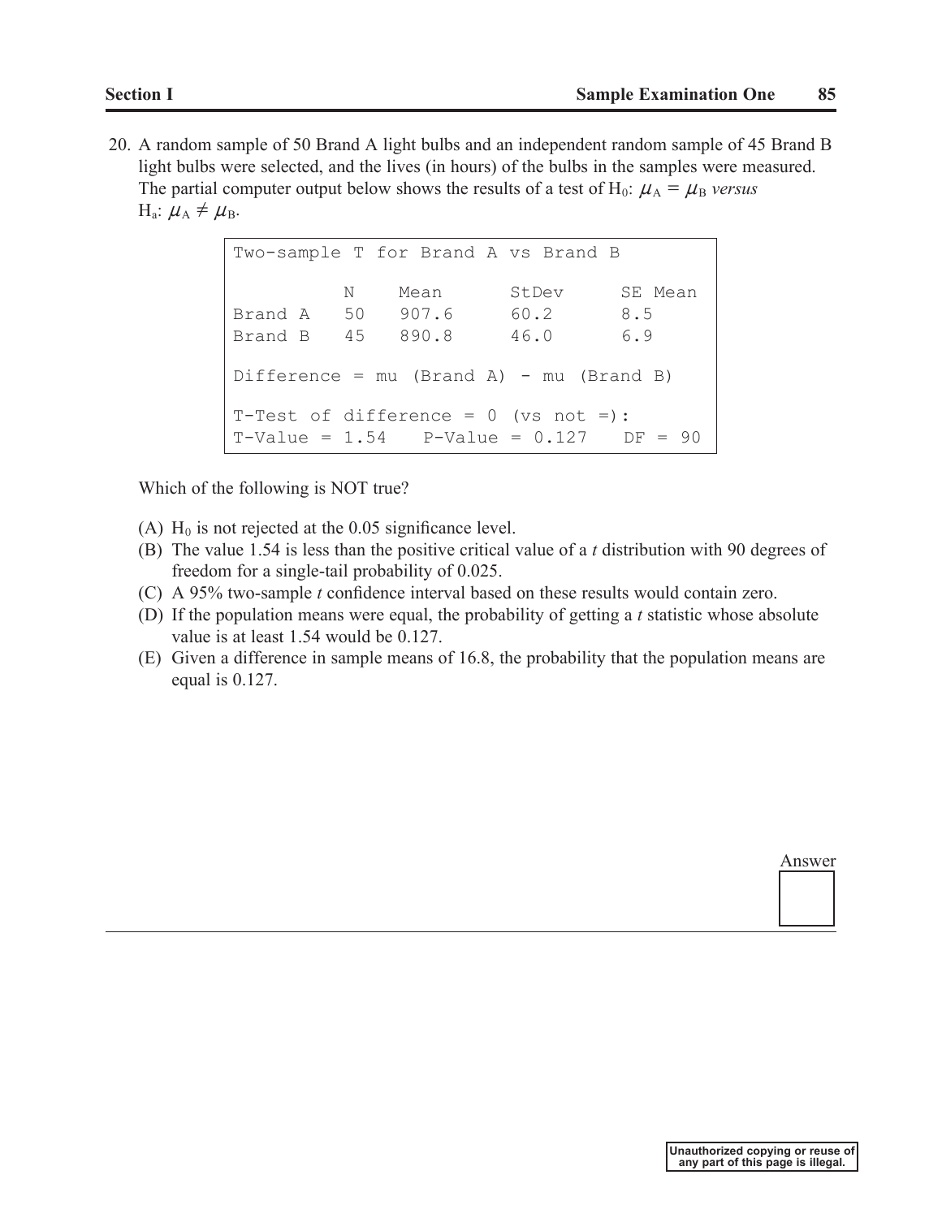20. A random sample of 50 Brand A light bulbs and an independent random sample of 45 Brand B light bulbs were selected, and the lives (in hours) of the bulbs in the samples were measured. The partial computer output below shows the results of a test of $H_0$: $\mu_A = \mu_B$ *versus* $H_a$: $\mu_A \neq \mu_B$.

```
Two-sample T for Brand A vs Brand B

          N    Mean      StDev     SE Mean
Brand A   50   907.6     60.2      8.5
Brand B   45   890.8     46.0      6.9

Difference = mu (Brand A) - mu (Brand B)

T-Test of difference = 0 (vs not =):
T-Value = 1.54   P-Value = 0.127   DF = 90
```

Which of the following is NOT true?

(A) $H_0$ is not rejected at the 0.05 significance level.

(B) The value 1.54 is less than the positive critical value of a *t* distribution with 90 degrees of freedom for a single-tail probability of 0.025.

(C) A 95% two-sample *t* confidence interval based on these results would contain zero.

(D) If the population means were equal, the probability of getting a *t* statistic whose absolute value is at least 1.54 would be 0.127.

(E) Given a difference in sample means of 16.8, the probability that the population means are equal is 0.127.

Answer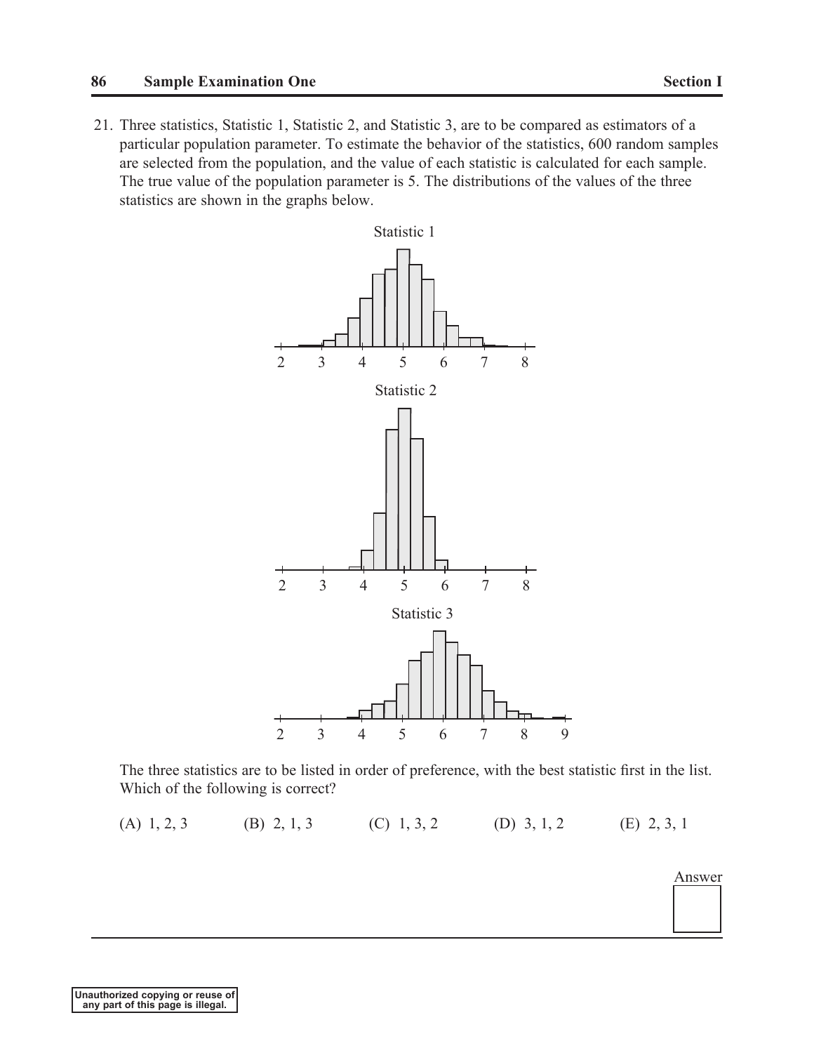21. Three statistics, Statistic 1, Statistic 2, and Statistic 3, are to be compared as estimators of a particular population parameter. To estimate the behavior of the statistics, 600 random samples are selected from the population, and the value of each statistic is calculated for each sample. The true value of the population parameter is 5. The distributions of the values of the three statistics are shown in the graphs below.

Statistic 1

Statistic 2

Statistic 3

The three statistics are to be listed in order of preference, with the best statistic first in the list. Which of the following is correct?

(A) 1, 2, 3 (B) 2, 1, 3 (C) 1, 3, 2 (D) 3, 1, 2 (E) 2, 3, 1

Answer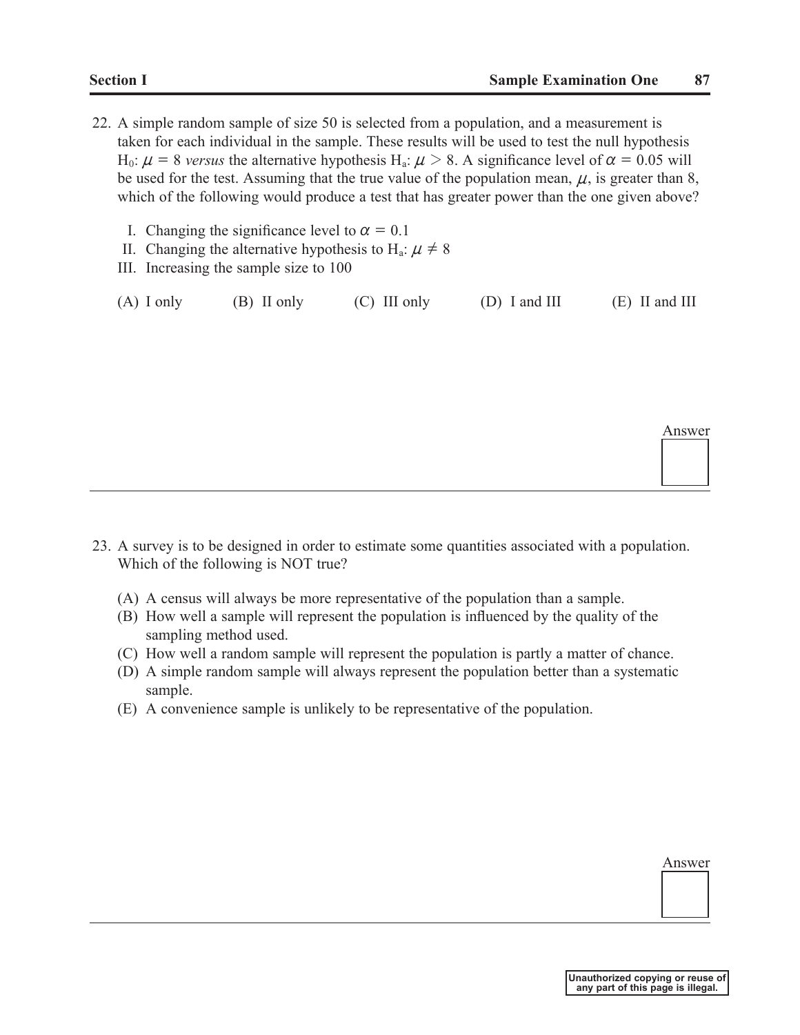22. A simple random sample of size 50 is selected from a population, and a measurement is taken for each individual in the sample. These results will be used to test the null hypothesis $H_0$: $\mu = 8$ *versus* the alternative hypothesis $H_a$: $\mu > 8$. A significance level of $\alpha = 0.05$ will be used for the test. Assuming that the true value of the population mean, $\mu$, is greater than 8, which of the following would produce a test that has greater power than the one given above?

    I. Changing the significance level to $\alpha = 0.1$
    II. Changing the alternative hypothesis to $H_a$: $\mu \neq 8$
    III. Increasing the sample size to 100

    (A) I only (B) II only (C) III only (D) I and III (E) II and III

Answer

---

23. A survey is to be designed in order to estimate some quantities associated with a population. Which of the following is NOT true?

    (A) A census will always be more representative of the population than a sample.
    (B) How well a sample will represent the population is influenced by the quality of the sampling method used.
    (C) How well a random sample will represent the population is partly a matter of chance.
    (D) A simple random sample will always represent the population better than a systematic sample.
    (E) A convenience sample is unlikely to be representative of the population.

Answer

Unauthorized copying or reuse of any part of this page is illegal.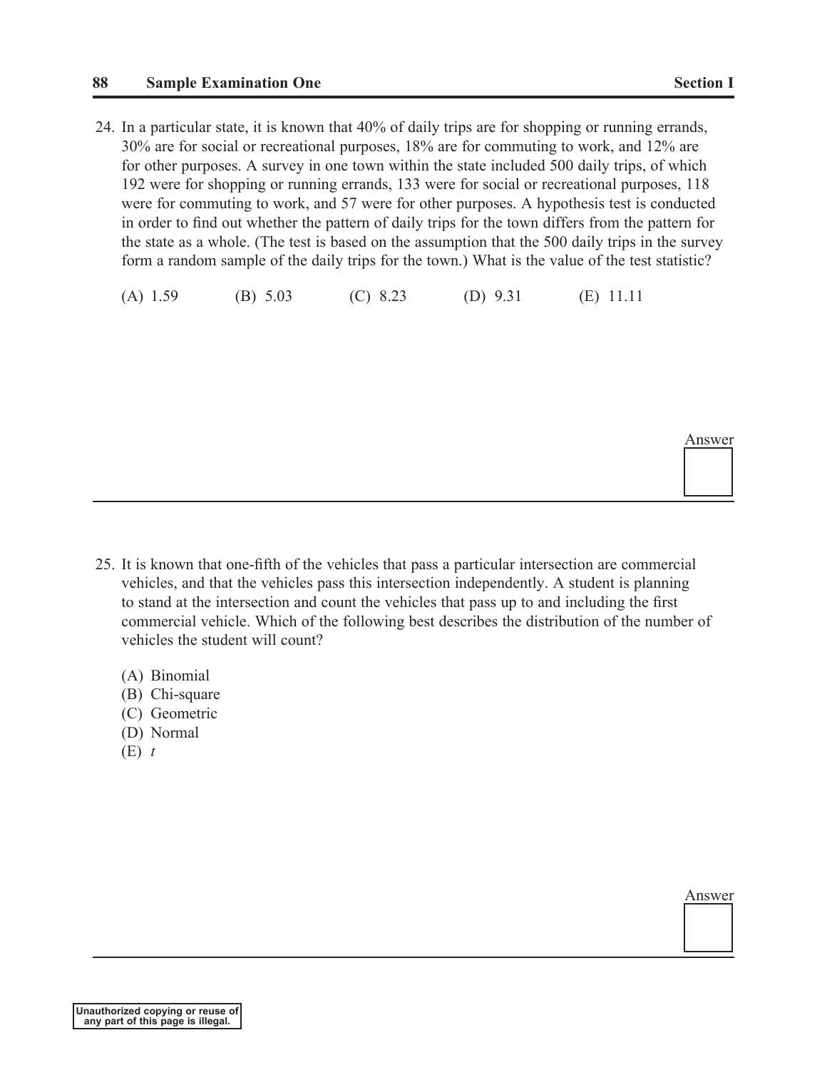24. In a particular state, it is known that 40% of daily trips are for shopping or running errands, 30% are for social or recreational purposes, 18% are for commuting to work, and 12% are for other purposes. A survey in one town within the state included 500 daily trips, of which 192 were for shopping or running errands, 133 were for social or recreational purposes, 118 were for commuting to work, and 57 were for other purposes. A hypothesis test is conducted in order to find out whether the pattern of daily trips for the town differs from the pattern for the state as a whole. (The test is based on the assumption that the 500 daily trips in the survey form a random sample of the daily trips for the town.) What is the value of the test statistic?

(A) 1.59 (B) 5.03 (C) 8.23 (D) 9.31 (E) 11.11

Answer

25. It is known that one-fifth of the vehicles that pass a particular intersection are commercial vehicles, and that the vehicles pass this intersection independently. A student is planning to stand at the intersection and count the vehicles that pass up to and including the first commercial vehicle. Which of the following best describes the distribution of the number of vehicles the student will count?

(A) Binomial
(B) Chi-square
(C) Geometric
(D) Normal
(E) *t*

Answer

Unauthorized copying or reuse of any part of this page is illegal.